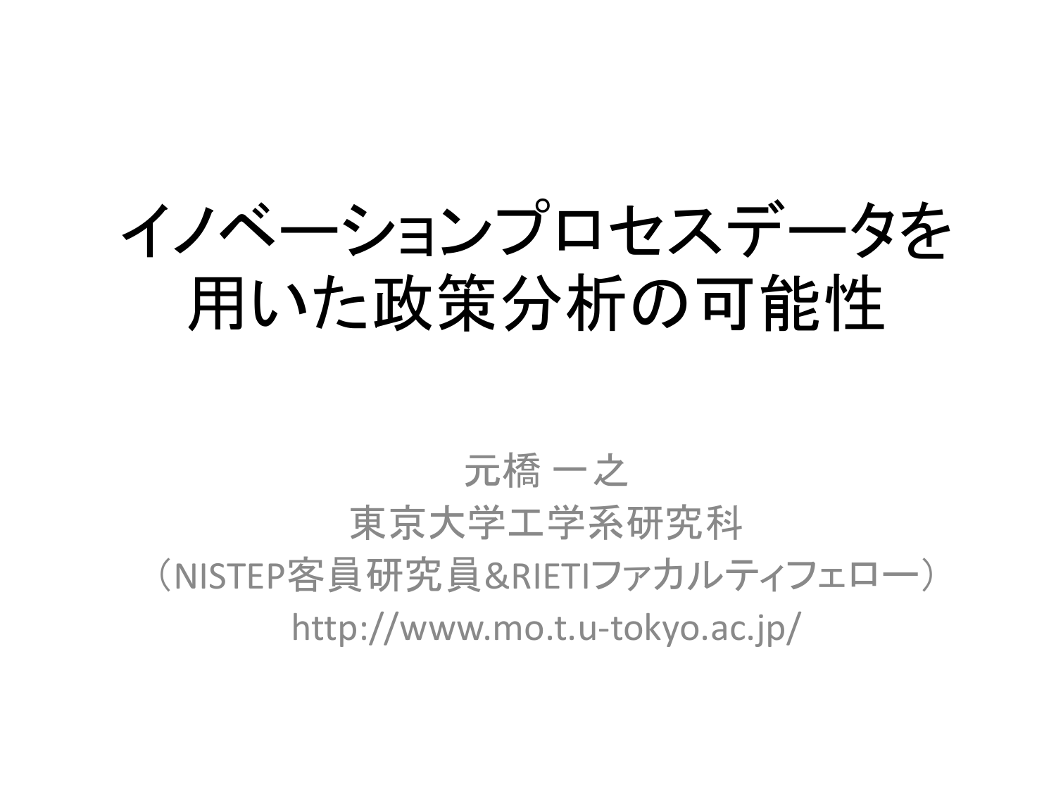# イノベーションプロセスデータを用いた政策分析の可能性

元橋 一之

東京大学工学系研究科

（NISTEP客員研究員&RIETIファカルティフェロー）

http://www.mo.t.u-tokyo.ac.jp/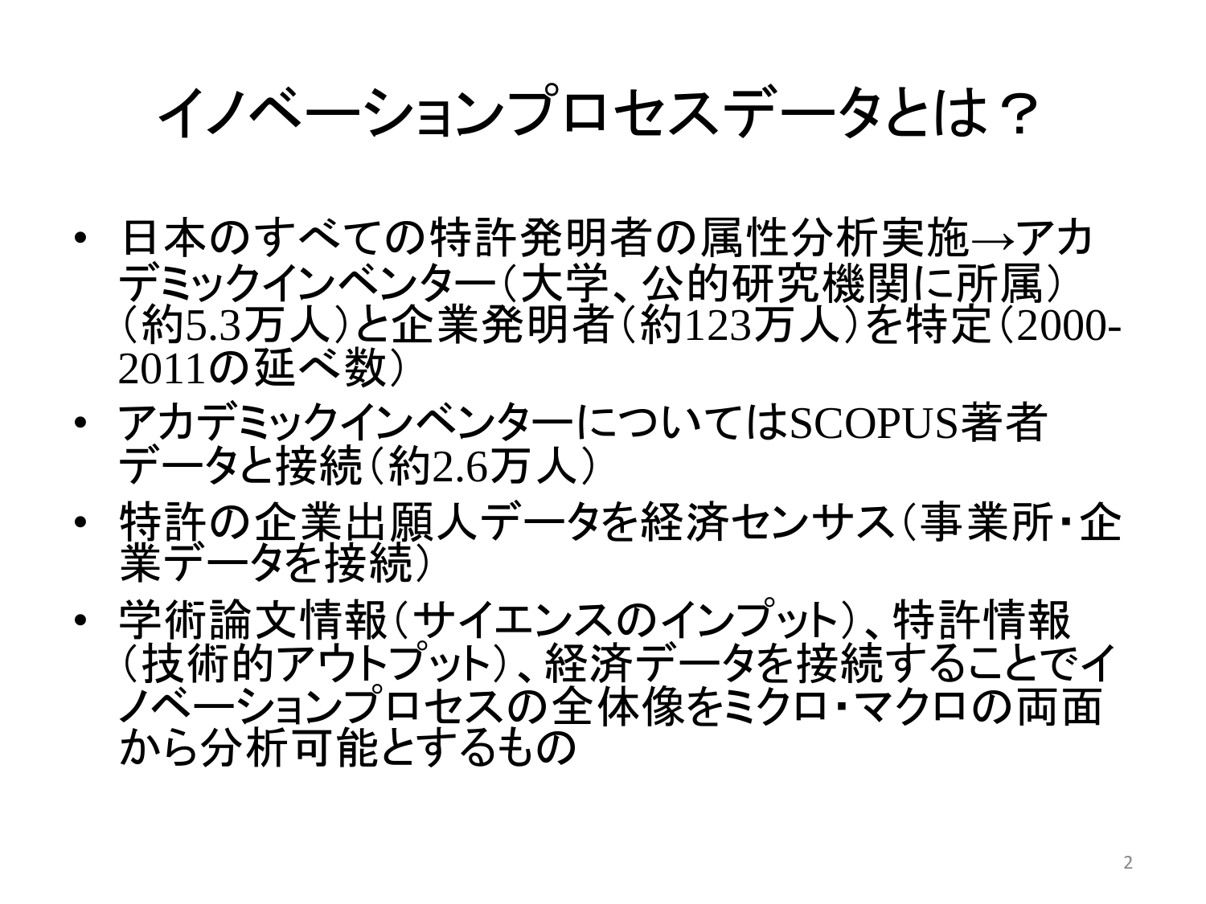# イノベーションプロセスデータとは？

- 日本のすべての特許発明者の属性分析実施→アカデミックインベンター（大学、公的研究機関に所属）（約5.3万人）と企業発明者（約123万人）を特定（2000-2011の延べ数）
- アカデミックインベンターについてはSCOPUS著者データと接続（約2.6万人）
- 特許の企業出願人データを経済センサス（事業所・企業データを接続）
- 学術論文情報（サイエンスのインプット）、特許情報（技術的アウトプット）、経済データを接続することでイノベーションプロセスの全体像をミクロ・マクロの両面から分析可能とするもの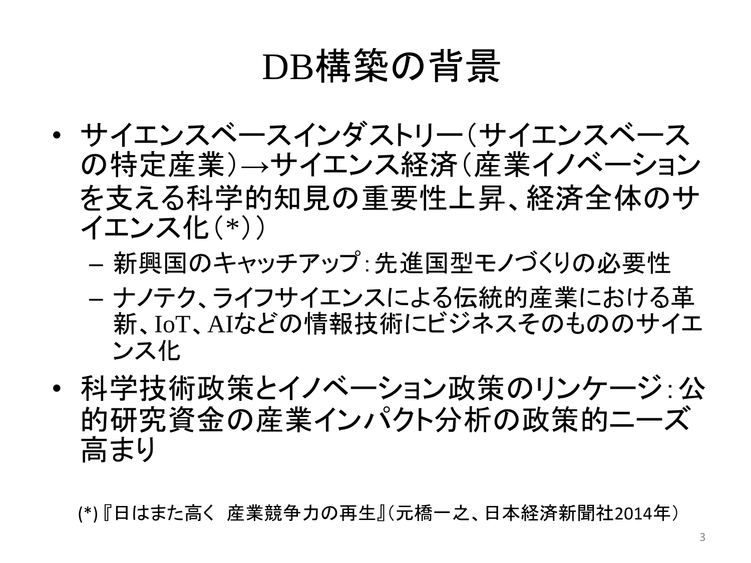# DB構築の背景

- サイエンスベースインダストリー（サイエンスベースの特定産業）→サイエンス経済（産業イノベーションを支える科学的知見の重要性上昇、経済全体のサイエンス化（*））
  - 新興国のキャッチアップ：先進国型モノづくりの必要性
  - ナノテク、ライフサイエンスによる伝統的産業における革新、IoT、AIなどの情報技術にビジネスそのもののサイエンス化
- 科学技術政策とイノベーション政策のリンケージ：公的研究資金の産業インパクト分析の政策的ニーズ高まり

(*)『日はまた高く 産業競争力の再生』（元橋一之、日本経済新聞社2014年）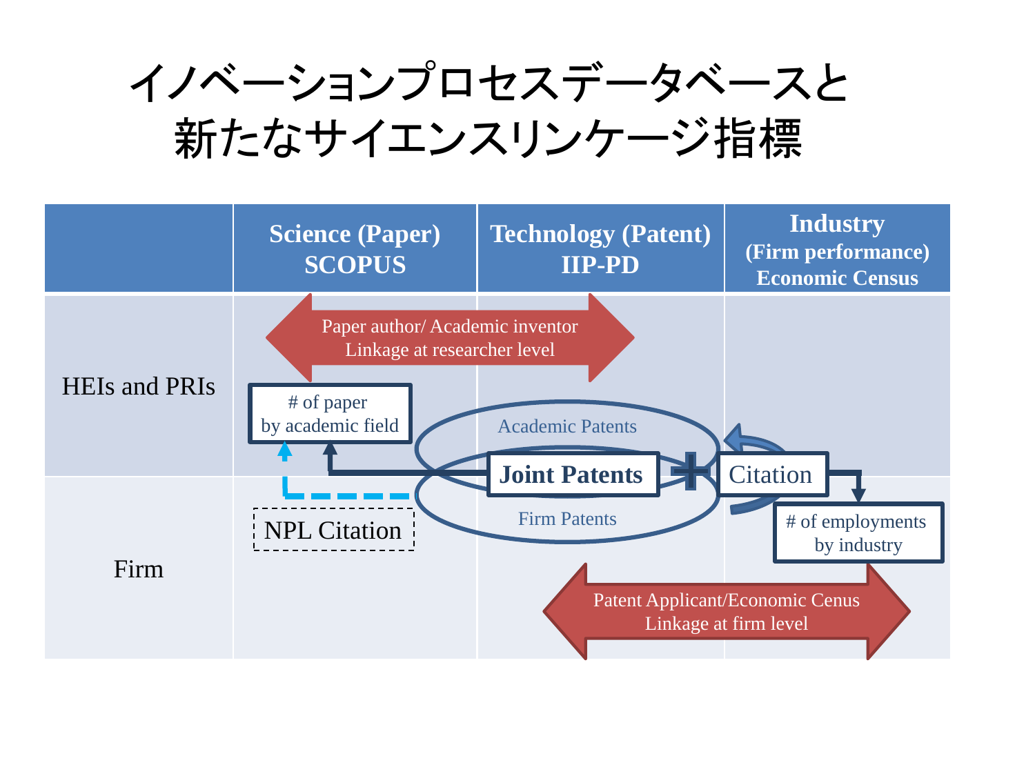# イノベーションプロセスデータベースと新たなサイエンスリンケージ指標

| | Science (Paper) SCOPUS | Technology (Patent) IIP-PD | Industry (Firm performance) Economic Census |
|---|---|---|---|
| HEIs and PRIs | | | |
| Firm | | | |

Paper author/ Academic inventor
Linkage at researcher level

# of paper
by academic field

Academic Patents

Joint Patents

Citation

Firm Patents

NPL Citation

# of employments
by industry

Patent Applicant/Economic Cenus
Linkage at firm level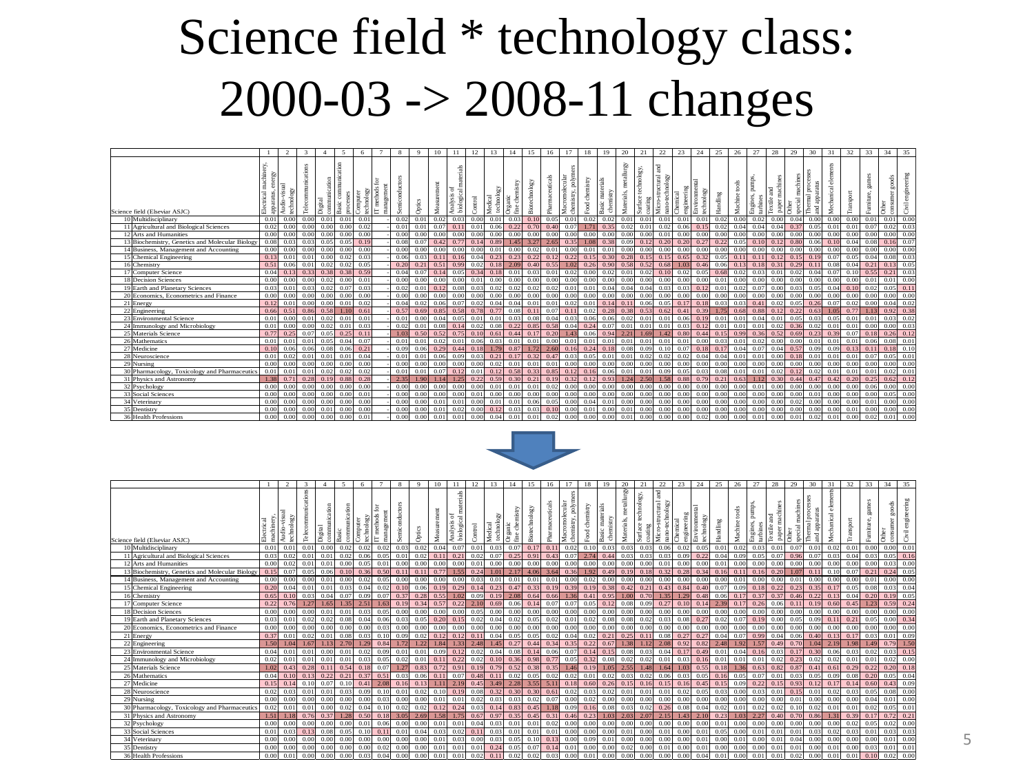# Science field * technology class: 2000-03 -> 2008-11 changes

**2000-03**

| Science field (Elsevier ASJC) | 1 Electrical machinery, apparatus, energy | 2 Audio-visual technology | 3 Telecommunications | 4 Digital communication | 5 Basic communication processes | 6 Computer technology | 7 IT methods for management | 8 Semiconductors | 9 Optics | 10 Measurement | 11 Analysis of biological materials | 12 Control | 13 Medical technology | 14 Organic fine chemistry | 15 Biotechnology | 16 Pharmaceuticals | 17 Macromolecular chemistry, polymers | 18 Food chemistry | 19 Basic materials chemistry | 20 Materials, metallurgy | 21 Surface technology, coating | 22 Micro-structural and nano-technology | 23 Chemical engineering | 24 Environmental technology | 25 Handling | 26 Machine tools | 27 Engines, pumps, turbines | 28 Textile and paper machines | 29 Other special machines | 30 Thermal processes and apparatus | 31 Mechanical elements | 32 Transport | 33 Furniture, games | 34 Other consumer goods | 35 Civil engineering |
|---|---|---|---|---|---|---|---|---|---|---|---|---|---|---|---|---|---|---|---|---|---|---|---|---|---|---|---|---|---|---|---|---|---|---|---|
| 10 Multidisciplinary | 0.01 | 0.00 | 0.00 | 0.01 | 0.01 | 0.01 | - | 0.02 | 0.01 | 0.02 | 0.03 | 0.00 | 0.01 | 0.03 | 0.10 | 0.05 | 0.01 | 0.02 | 0.02 | 0.01 | 0.01 | 0.01 | 0.01 | 0.01 | 0.02 | 0.00 | 0.02 | 0.00 | 0.04 | 0.00 | 0.00 | 0.00 | 0.01 | 0.01 | 0.00 |
| 11 Agricultural and Biological Sciences | 0.02 | 0.00 | 0.00 | 0.00 | 0.00 | 0.02 | - | 0.01 | 0.01 | 0.07 | 0.11 | 0.01 | 0.06 | 0.22 | 0.70 | 0.40 | 0.07 | 1.71 | 0.35 | 0.02 | 0.01 | 0.02 | 0.06 | 0.15 | 0.02 | 0.04 | 0.04 | 0.04 | 0.37 | 0.05 | 0.01 | 0.01 | 0.07 | 0.02 | 0.03 |
| 12 Arts and Humanities | 0.00 | 0.00 | 0.00 | 0.00 | 0.00 | 0.00 | - | 0.00 | 0.00 | 0.00 | 0.00 | 0.00 | 0.00 | 0.00 | 0.00 | 0.00 | 0.00 | 0.00 | 0.00 | 0.00 | 0.00 | 0.00 | 0.00 | 0.00 | 0.00 | 0.00 | 0.00 | 0.00 | 0.00 | 0.00 | 0.00 | 0.00 | 0.00 | 0.00 | 0.00 |
| 13 Biochemistry, Genetics and Molecular Biology | 0.08 | 0.03 | 0.03 | 0.05 | 0.05 | 0.19 | - | 0.08 | 0.07 | 0.42 | 0.77 | 0.14 | 0.89 | 1.45 | 3.27 | 2.65 | 0.35 | 1.08 | 0.38 | 0.09 | 0.12 | 0.20 | 0.20 | 0.27 | 0.22 | 0.05 | 0.10 | 0.12 | 0.80 | 0.06 | 0.10 | 0.04 | 0.08 | 0.16 | 0.07 |
| 14 Business, Management and Accounting | 0.00 | 0.00 | 0.00 | 0.00 | 0.00 | 0.00 | - | 0.00 | 0.00 | 0.00 | 0.00 | 0.00 | 0.00 | 0.00 | 0.00 | 0.00 | 0.00 | 0.00 | 0.00 | 0.00 | 0.00 | 0.00 | 0.00 | 0.00 | 0.00 | 0.00 | 0.00 | 0.00 | 0.00 | 0.00 | 0.00 | 0.00 | 0.00 | 0.00 | 0.00 |
| 15 Chemical Engineering | 0.13 | 0.01 | 0.01 | 0.00 | 0.00 | 0.03 | - | 0.06 | 0.03 | 0.11 | 0.16 | 0.04 | 0.23 | 0.23 | 0.22 | 0.12 | 0.22 | 0.15 | 0.30 | 0.28 | 0.15 | 0.15 | 0.65 | 0.32 | 0.05 | 0.11 | 0.11 | 0.12 | 0.15 | 0.19 | 0.07 | 0.05 | 0.04 | 0.08 | 0.03 |
| 16 Chemistry | 0.51 | 0.06 | 0.01 | 0.02 | 0.02 | 0.05 | - | 0.20 | 0.21 | 0.51 | 0.99 | 0.02 | 0.18 | 2.09 | 0.40 | 0.55 | 1.02 | 0.26 | 0.90 | 0.58 | 0.52 | 0.68 | 1.03 | 0.46 | 0.06 | 0.13 | 0.18 | 0.31 | 0.29 | 0.11 | 0.08 | 0.04 | 0.21 | 0.13 | 0.05 |
| 17 Computer Science | 0.04 | 0.13 | 0.33 | 0.38 | 0.38 | 0.59 | - | 0.04 | 0.07 | 0.14 | 0.05 | 0.34 | 0.18 | 0.01 | 0.03 | 0.01 | 0.02 | 0.00 | 0.02 | 0.01 | 0.02 | 0.10 | 0.02 | 0.05 | 0.68 | 0.02 | 0.03 | 0.01 | 0.02 | 0.04 | 0.07 | 0.10 | 0.55 | 0.21 | 0.03 |
| 18 Decision Sciences | 0.00 | 0.00 | 0.00 | 0.02 | 0.00 | 0.01 | - | 0.00 | 0.00 | 0.00 | 0.00 | 0.01 | 0.00 | 0.00 | 0.00 | 0.00 | 0.00 | 0.00 | 0.00 | 0.00 | 0.00 | 0.00 | 0.00 | 0.00 | 0.01 | 0.00 | 0.00 | 0.00 | 0.00 | 0.00 | 0.00 | 0.00 | 0.01 | 0.01 | 0.00 |
| 19 Earth and Planetary Sciences | 0.03 | 0.01 | 0.03 | 0.02 | 0.07 | 0.03 | - | 0.02 | 0.01 | 0.12 | 0.08 | 0.03 | 0.02 | 0.02 | 0.02 | 0.02 | 0.02 | 0.01 | 0.01 | 0.04 | 0.04 | 0.04 | 0.03 | 0.12 | 0.01 | 0.02 | 0.07 | 0.00 | 0.03 | 0.05 | 0.04 | 0.10 | 0.02 | 0.05 | 0.11 |
| 20 Economics, Econometrics and Finance | 0.00 | 0.00 | 0.00 | 0.00 | 0.00 | 0.00 | - | 0.00 | 0.00 | 0.00 | 0.00 | 0.00 | 0.00 | 0.00 | 0.00 | 0.00 | 0.00 | 0.00 | 0.00 | 0.00 | 0.00 | 0.00 | 0.00 | 0.00 | 0.00 | 0.00 | 0.00 | 0.00 | 0.00 | 0.00 | 0.00 | 0.00 | 0.00 | 0.00 | 0.00 |
| 21 Energy | 0.12 | 0.01 | 0.00 | 0.00 | 0.01 | 0.02 | - | 0.04 | 0.02 | 0.06 | 0.07 | 0.02 | 0.04 | 0.04 | 0.01 | 0.01 | 0.02 | 0.01 | 0.14 | 0.11 | 0.06 | 0.05 | 0.17 | 0.18 | 0.03 | 0.03 | 0.41 | 0.02 | 0.05 | 0.26 | 0.07 | 0.02 | 0.00 | 0.04 | 0.02 |
| 22 Engineering | 0.66 | 0.51 | 0.86 | 0.58 | 1.10 | 0.61 | - | 0.57 | 0.69 | 0.85 | 0.58 | 0.78 | 0.77 | 0.08 | 0.11 | 0.07 | 0.11 | 0.02 | 0.28 | 0.38 | 0.53 | 0.62 | 0.41 | 0.39 | 1.75 | 0.68 | 0.88 | 0.12 | 0.22 | 0.63 | 1.05 | 0.77 | 1.13 | 0.92 | 0.38 |
| 23 Environmental Science | 0.01 | 0.00 | 0.01 | 0.02 | 0.01 | 0.01 | - | 0.01 | 0.00 | 0.04 | 0.05 | 0.01 | 0.01 | 0.03 | 0.08 | 0.04 | 0.03 | 0.06 | 0.06 | 0.02 | 0.01 | 0.01 | 0.06 | 0.19 | 0.01 | 0.01 | 0.04 | 0.01 | 0.05 | 0.03 | 0.05 | 0.01 | 0.01 | 0.03 | 0.02 |
| 24 Immunology and Microbiology | 0.01 | 0.00 | 0.00 | 0.02 | 0.01 | 0.03 | - | 0.02 | 0.01 | 0.08 | 0.14 | 0.02 | 0.08 | 0.22 | 0.85 | 0.58 | 0.04 | 0.24 | 0.07 | 0.01 | 0.01 | 0.01 | 0.03 | 0.12 | 0.01 | 0.01 | 0.01 | 0.02 | 0.36 | 0.02 | 0.01 | 0.01 | 0.00 | 0.00 | 0.03 |
| 25 Materials Science | 0.77 | 0.25 | 0.07 | 0.05 | 0.25 | 0.11 | - | 1.03 | 0.50 | 0.52 | 0.75 | 0.10 | 0.61 | 0.44 | 0.17 | 0.20 | 1.43 | 0.06 | 0.94 | 2.21 | 1.69 | 1.42 | 0.80 | 0.44 | 0.15 | 0.99 | 0.36 | 0.52 | 0.69 | 0.23 | 0.39 | 0.07 | 0.18 | 0.26 | 0.12 |
| 26 Mathematics | 0.01 | 0.01 | 0.01 | 0.05 | 0.04 | 0.07 | - | 0.01 | 0.01 | 0.02 | 0.01 | 0.06 | 0.03 | 0.01 | 0.01 | 0.00 | 0.01 | 0.01 | 0.01 | 0.01 | 0.01 | 0.01 | 0.01 | 0.00 | 0.03 | 0.01 | 0.02 | 0.00 | 0.00 | 0.01 | 0.01 | 0.01 | 0.06 | 0.08 | 0.01 |
| 27 Medicine | 0.10 | 0.06 | 0.06 | 0.08 | 0.06 | 0.21 | - | 0.09 | 0.06 | 0.29 | 0.44 | 0.18 | 1.79 | 0.87 | 1.72 | 2.60 | 0.16 | 0.24 | 0.18 | 0.08 | 0.09 | 0.10 | 0.07 | 0.18 | 0.17 | 0.04 | 0.07 | 0.04 | 0.57 | 0.09 | 0.09 | 0.13 | 0.11 | 0.18 | 0.10 |
| 28 Neuroscience | 0.01 | 0.02 | 0.01 | 0.01 | 0.01 | 0.04 | - | 0.01 | 0.01 | 0.06 | 0.09 | 0.03 | 0.21 | 0.17 | 0.32 | 0.47 | 0.03 | 0.05 | 0.01 | 0.01 | 0.02 | 0.02 | 0.02 | 0.04 | 0.04 | 0.01 | 0.01 | 0.00 | 0.18 | 0.01 | 0.01 | 0.01 | 0.07 | 0.05 | 0.01 |
| 29 Nursing | 0.00 | 0.00 | 0.00 | 0.00 | 0.00 | 0.00 | - | 0.00 | 0.00 | 0.00 | 0.00 | 0.00 | 0.00 | 0.00 | 0.00 | 0.00 | 0.00 | 0.00 | 0.00 | 0.00 | 0.00 | 0.00 | 0.00 | 0.00 | 0.00 | 0.00 | 0.00 | 0.00 | 0.00 | 0.00 | 0.00 | 0.00 | 0.00 | 0.00 | 0.00 |
| 30 Pharmacology, Toxicology and Pharmaceutics | 0.01 | 0.01 | 0.01 | 0.02 | 0.00 | 0.00 | - | 0.01 | 0.01 | 0.07 | 0.12 | 0.01 | 0.12 | 0.58 | 0.33 | 0.85 | 0.12 | 0.16 | 0.06 | 0.01 | 0.01 | 0.09 | 0.05 | 0.03 | 0.08 | 0.01 | 0.01 | 0.02 | 0.12 | 0.02 | 0.01 | 0.01 | 0.01 | 0.02 | 0.01 |
| 31 Physics and Astronomy | 1.38 | 0.71 | 0.28 | 0.19 | 0.88 | 0.28 | - | 2.35 | 1.90 | 1.14 | 1.25 | 0.22 | 0.59 | 0.30 | 0.21 | 0.19 | 0.32 | 0.12 | 0.93 | 1.24 | 2.50 | 1.58 | 0.88 | 0.79 | 0.21 | 0.63 | 1.12 | 0.30 | 0.44 | 0.47 | 0.42 | 0.20 | 0.25 | 0.62 | 0.12 |
| 32 Psychology | 0.00 | 0.00 | 0.00 | 0.00 | 0.00 | 0.00 | - | 0.00 | 0.00 | 0.00 | 0.00 | 0.00 | 0.01 | 0.01 | 0.01 | 0.02 | 0.00 | 0.00 | 0.00 | 0.00 | 0.00 | 0.00 | 0.00 | 0.00 | 0.00 | 0.00 | 0.01 | 0.00 | 0.00 | 0.00 | 0.00 | 0.00 | 0.06 | 0.00 | 0.00 |
| 33 Social Sciences | 0.00 | 0.00 | 0.00 | 0.00 | 0.00 | 0.01 | - | 0.00 | 0.00 | 0.00 | 0.00 | 0.00 | 0.00 | 0.00 | 0.00 | 0.00 | 0.00 | 0.00 | 0.00 | 0.00 | 0.00 | 0.00 | 0.00 | 0.00 | 0.00 | 0.00 | 0.00 | 0.00 | 0.00 | 0.00 | 0.00 | 0.00 | 0.00 | 0.05 | 0.00 |
| 34 Veterinary | 0.00 | 0.00 | 0.00 | 0.00 | 0.00 | 0.00 | - | 0.00 | 0.00 | 0.01 | 0.01 | 0.00 | 0.01 | 0.01 | 0.06 | 0.05 | 0.00 | 0.04 | 0.01 | 0.00 | 0.00 | 0.00 | 0.00 | 0.00 | 0.00 | 0.00 | 0.00 | 0.00 | 0.02 | 0.00 | 0.00 | 0.00 | 0.01 | 0.00 | 0.00 |
| 35 Dentistry | 0.00 | 0.00 | 0.00 | 0.01 | 0.00 | 0.00 | - | 0.00 | 0.00 | 0.01 | 0.02 | 0.00 | 0.12 | 0.03 | 0.03 | 0.10 | 0.00 | 0.01 | 0.00 | 0.01 | 0.00 | 0.00 | 0.00 | 0.00 | 0.00 | 0.00 | 0.00 | 0.00 | 0.00 | 0.00 | 0.00 | 0.01 | 0.00 | 0.00 | 0.00 |
| 36 Health Professions | 0.00 | 0.00 | 0.00 | 0.00 | 0.00 | 0.01 | - | 0.00 | 0.00 | 0.01 | 0.01 | 0.00 | 0.04 | 0.01 | 0.01 | 0.02 | 0.00 | 0.00 | 0.00 | 0.01 | 0.00 | 0.00 | 0.00 | 0.02 | 0.00 | 0.00 | 0.01 | 0.00 | 0.01 | 0.02 | 0.01 | 0.00 | 0.02 | 0.01 | 0.00 |

**2008-11**

| Science field (Elsevier ASJC) | 1 Electrical machinery, apparatus, energy | 2 Audio-visual technology | 3 Telecommunications | 4 Digital communication | 5 Basic communication processes | 6 Computer technology | 7 IT methods for management | 8 Semiconductors | 9 Optics | 10 Measurement | 11 Analysis of biological materials | 12 Control | 13 Medical technology | 14 Organic fine chemistry | 15 Biotechnology | 16 Pharmaceuticals | 17 Macromolecular chemistry, polymers | 18 Food chemistry | 19 Basic materials chemistry | 20 Materials, metallurgy | 21 Surface technology, coating | 22 Micro-structural and nano-technology | 23 Chemical engineering | 24 Environmental technology | 25 Handling | 26 Machine tools | 27 Engines, pumps, turbines | 28 Textile and paper machines | 29 Other special machines | 30 Thermal processes and apparatus | 31 Mechanical elements | 32 Transport | 33 Furniture, games | 34 Other consumer goods | 35 Civil engineering |
|---|---|---|---|---|---|---|---|---|---|---|---|---|---|---|---|---|---|---|---|---|---|---|---|---|---|---|---|---|---|---|---|---|---|---|---|
| 10 Multidisciplinary | 0.01 | 0.01 | 0.01 | 0.00 | 0.02 | 0.02 | 0.02 | 0.03 | 0.02 | 0.04 | 0.07 | 0.01 | 0.03 | 0.07 | 0.17 | 0.11 | 0.02 | 0.10 | 0.03 | 0.03 | 0.03 | 0.06 | 0.02 | 0.05 | 0.01 | 0.02 | 0.03 | 0.01 | 0.07 | 0.01 | 0.02 | 0.01 | 0.00 | 0.00 | 0.01 |
| 11 Agricultural and Biological Sciences | 0.03 | 0.02 | 0.01 | 0.01 | 0.02 | 0.06 | 0.05 | 0.01 | 0.02 | 0.11 | 0.21 | 0.02 | 0.07 | 0.25 | 0.91 | 0.43 | 0.07 | 2.74 | 0.44 | 0.03 | 0.03 | 0.03 | 0.09 | 0.22 | 0.04 | 0.09 | 0.05 | 0.07 | 0.96 | 0.07 | 0.03 | 0.04 | 0.03 | 0.05 | 0.16 |
| 12 Arts and Humanities | 0.00 | 0.02 | 0.01 | 0.01 | 0.00 | 0.05 | 0.01 | 0.00 | 0.00 | 0.00 | 0.00 | 0.01 | 0.00 | 0.00 | 0.00 | 0.00 | 0.00 | 0.00 | 0.00 | 0.00 | 0.00 | 0.00 | 0.00 | 0.01 | 0.00 | 0.00 | 0.00 | 0.00 | 0.00 | 0.00 | 0.00 | 0.00 | 0.00 | 0.03 | 0.00 |
| 13 Biochemistry, Genetics and Molecular Biology | 0.15 | 0.07 | 0.05 | 0.06 | 0.10 | 0.36 | 0.50 | 0.11 | 0.11 | 0.77 | 1.55 | 0.24 | 1.01 | 2.17 | 4.06 | 3.64 | 0.36 | 1.92 | 0.49 | 0.19 | 0.18 | 0.32 | 0.28 | 0.34 | 0.16 | 0.11 | 0.16 | 0.20 | 1.07 | 0.11 | 0.10 | 0.07 | 0.21 | 0.24 | 0.05 |
| 14 Business, Management and Accounting | 0.00 | 0.00 | 0.00 | 0.01 | 0.00 | 0.02 | 0.05 | 0.00 | 0.00 | 0.00 | 0.00 | 0.03 | 0.01 | 0.00 | 0.01 | 0.01 | 0.00 | 0.00 | 0.00 | 0.00 | 0.00 | 0.00 | 0.00 | 0.00 | 0.00 | 0.01 | 0.00 | 0.00 | 0.01 | 0.00 | 0.00 | 0.00 | 0.01 | 0.00 | 0.00 |
| 15 Chemical Engineering | 0.20 | 0.04 | 0.01 | 0.01 | 0.03 | 0.04 | 0.02 | 0.10 | 0.06 | 0.19 | 0.29 | 0.14 | 0.23 | 0.47 | 0.33 | 0.19 | 0.39 | 0.19 | 0.38 | 0.42 | 0.21 | 0.43 | 0.84 | 0.40 | 0.07 | 0.09 | 0.18 | 0.22 | 0.23 | 0.35 | 0.17 | 0.05 | 0.08 | 0.03 | 0.04 |
| 16 Chemistry | 0.65 | 0.10 | 0.03 | 0.04 | 0.07 | 0.09 | 0.07 | 0.37 | 0.28 | 0.55 | 1.02 | 0.09 | 0.19 | 2.08 | 0.64 | 0.66 | 1.36 | 0.41 | 0.95 | 1.00 | 0.70 | 1.35 | 1.29 | 0.48 | 0.06 | 0.17 | 0.37 | 0.37 | 0.46 | 0.22 | 0.13 | 0.04 | 0.20 | 0.19 | 0.05 |
| 17 Computer Science | 0.22 | 0.76 | 1.27 | 1.65 | 1.35 | 2.51 | 1.63 | 0.19 | 0.34 | 0.57 | 0.22 | 2.10 | 0.69 | 0.06 | 0.14 | 0.07 | 0.07 | 0.05 | 0.12 | 0.08 | 0.09 | 0.27 | 0.10 | 0.14 | 2.39 | 0.17 | 0.26 | 0.06 | 0.11 | 0.19 | 0.60 | 0.45 | 1.23 | 0.59 | 0.24 |
| 18 Decision Sciences | 0.00 | 0.00 | 0.00 | 0.01 | 0.01 | 0.03 | 0.05 | 0.00 | 0.00 | 0.00 | 0.00 | 0.05 | 0.00 | 0.00 | 0.00 | 0.00 | 0.00 | 0.00 | 0.00 | 0.00 | 0.00 | 0.00 | 0.00 | 0.00 | 0.00 | 0.00 | 0.00 | 0.00 | 0.00 | 0.00 | 0.00 | 0.00 | 0.00 | 0.00 | 0.00 |
| 19 Earth and Planetary Sciences | 0.03 | 0.01 | 0.02 | 0.02 | 0.08 | 0.04 | 0.06 | 0.03 | 0.05 | 0.20 | 0.15 | 0.02 | 0.04 | 0.02 | 0.05 | 0.02 | 0.01 | 0.02 | 0.08 | 0.08 | 0.02 | 0.03 | 0.08 | 0.27 | 0.02 | 0.07 | 0.19 | 0.00 | 0.05 | 0.09 | 0.11 | 0.21 | 0.05 | 0.00 | 0.34 |
| 20 Economics, Econometrics and Finance | 0.00 | 0.00 | 0.00 | 0.00 | 0.00 | 0.00 | 0.03 | 0.00 | 0.00 | 0.00 | 0.00 | 0.00 | 0.00 | 0.00 | 0.00 | 0.00 | 0.00 | 0.00 | 0.00 | 0.00 | 0.00 | 0.00 | 0.00 | 0.00 | 0.00 | 0.00 | 0.00 | 0.00 | 0.00 | 0.00 | 0.00 | 0.00 | 0.00 | 0.00 | 0.00 |
| 21 Energy | 0.37 | 0.01 | 0.02 | 0.01 | 0.08 | 0.03 | 0.10 | 0.09 | 0.02 | 0.12 | 0.12 | 0.11 | 0.04 | 0.05 | 0.05 | 0.02 | 0.04 | 0.02 | 0.21 | 0.25 | 0.11 | 0.08 | 0.27 | 0.27 | 0.04 | 0.07 | 0.99 | 0.04 | 0.06 | 0.40 | 0.13 | 0.17 | 0.03 | 0.01 | 0.09 |
| 22 Engineering | 1.50 | 1.04 | 1.67 | 1.13 | 2.70 | 1.29 | 0.84 | 1.72 | 1.22 | 1.84 | 1.33 | 2.48 | 1.45 | 0.27 | 0.44 | 0.34 | 0.35 | 0.22 | 0.67 | 1.38 | 1.12 | 2.08 | 0.92 | 0.82 | 2.48 | 1.92 | 1.57 | 0.49 | 0.70 | 1.04 | 2.19 | 1.98 | 1.49 | 0.79 | 1.50 |
| 23 Environmental Science | 0.04 | 0.01 | 0.01 | 0.00 | 0.01 | 0.02 | 0.09 | 0.01 | 0.01 | 0.09 | 0.12 | 0.02 | 0.04 | 0.08 | 0.14 | 0.06 | 0.07 | 0.14 | 0.15 | 0.08 | 0.03 | 0.04 | 0.17 | 0.49 | 0.01 | 0.04 | 0.16 | 0.03 | 0.17 | 0.30 | 0.06 | 0.03 | 0.02 | 0.03 | 0.15 |
| 24 Immunology and Microbiology | 0.02 | 0.01 | 0.01 | 0.01 | 0.01 | 0.03 | 0.05 | 0.02 | 0.01 | 0.11 | 0.22 | 0.02 | 0.10 | 0.36 | 0.98 | 0.77 | 0.05 | 0.32 | 0.08 | 0.02 | 0.02 | 0.01 | 0.03 | 0.16 | 0.01 | 0.01 | 0.01 | 0.02 | 0.23 | 0.02 | 0.02 | 0.01 | 0.01 | 0.02 | 0.00 |
| 25 Materials Science | 1.02 | 0.43 | 0.28 | 0.11 | 0.54 | 0.18 | 0.07 | 1.27 | 0.83 | 0.72 | 0.91 | 0.19 | 0.79 | 0.52 | 0.38 | 0.35 | 1.46 | 0.19 | 1.05 | 2.55 | 1.48 | 1.64 | 1.03 | 0.55 | 0.18 | 1.36 | 0.63 | 0.82 | 0.87 | 0.41 | 0.61 | 0.29 | 0.22 | 0.20 | 0.18 |
| 26 Mathematics | 0.04 | 0.10 | 0.13 | 0.22 | 0.21 | 0.37 | 0.51 | 0.03 | 0.06 | 0.11 | 0.07 | 0.48 | 0.11 | 0.02 | 0.05 | 0.02 | 0.02 | 0.01 | 0.02 | 0.03 | 0.02 | 0.06 | 0.03 | 0.05 | 0.16 | 0.05 | 0.07 | 0.01 | 0.03 | 0.05 | 0.09 | 0.08 | 0.20 | 0.05 | 0.04 |
| 27 Medicine | 0.15 | 0.14 | 0.10 | 0.07 | 0.10 | 0.41 | 2.08 | 0.16 | 0.13 | 1.11 | 2.19 | 0.45 | 3.49 | 2.28 | 3.55 | 5.11 | 0.18 | 0.60 | 0.26 | 0.15 | 0.16 | 0.15 | 0.16 | 0.45 | 0.15 | 0.09 | 0.22 | 0.15 | 0.93 | 0.12 | 0.17 | 0.14 | 0.60 | 0.43 | 0.09 |
| 28 Neuroscience | 0.02 | 0.03 | 0.01 | 0.01 | 0.03 | 0.09 | 0.10 | 0.01 | 0.02 | 0.10 | 0.19 | 0.08 | 0.32 | 0.30 | 0.30 | 0.61 | 0.02 | 0.03 | 0.02 | 0.01 | 0.01 | 0.01 | 0.02 | 0.05 | 0.03 | 0.00 | 0.03 | 0.01 | 0.15 | 0.01 | 0.02 | 0.03 | 0.05 | 0.08 | 0.00 |
| 29 Nursing | 0.00 | 0.00 | 0.00 | 0.00 | 0.00 | 0.00 | 0.03 | 0.00 | 0.00 | 0.00 | 0.01 | 0.01 | 0.02 | 0.00 | 0.00 | 0.00 | 0.00 | 0.00 | 0.00 | 0.00 | 0.00 | 0.00 | 0.00 | 0.00 | 0.00 | 0.00 | 0.00 | 0.00 | 0.01 | 0.00 | 0.00 | 0.00 | 0.04 | 0.01 | 0.00 |
| 30 Pharmacology, Toxicology and Pharmaceutics | 0.02 | 0.01 | 0.01 | 0.00 | 0.02 | 0.04 | 0.10 | 0.02 | 0.02 | 0.12 | 0.24 | 0.03 | 0.14 | 0.83 | 0.45 | 1.18 | 0.09 | 0.16 | 0.08 | 0.03 | 0.02 | 0.26 | 0.08 | 0.04 | 0.02 | 0.01 | 0.02 | 0.02 | 0.10 | 0.02 | 0.01 | 0.01 | 0.02 | 0.05 | 0.01 |
| 31 Physics and Astronomy | 1.51 | 1.18 | 0.76 | 0.37 | 1.28 | 0.50 | 0.18 | 3.05 | 2.69 | 1.58 | 1.75 | 0.67 | 0.97 | 0.35 | 0.45 | 0.31 | 0.46 | 0.23 | 1.03 | 2.03 | 2.07 | 2.15 | 1.43 | 2.10 | 0.23 | 1.03 | 2.27 | 0.40 | 0.70 | 0.86 | 1.31 | 0.39 | 0.17 | 0.72 | 0.21 |
| 32 Psychology | 0.00 | 0.00 | 0.00 | 0.00 | 0.00 | 0.01 | 0.06 | 0.00 | 0.00 | 0.01 | 0.01 | 0.04 | 0.03 | 0.01 | 0.01 | 0.02 | 0.00 | 0.00 | 0.00 | 0.00 | 0.00 | 0.00 | 0.00 | 0.00 | 0.01 | 0.00 | 0.00 | 0.00 | 0.00 | 0.00 | 0.00 | 0.00 | 0.05 | 0.02 | 0.00 |
| 33 Social Sciences | 0.01 | 0.03 | 0.13 | 0.08 | 0.05 | 0.10 | 0.11 | 0.01 | 0.04 | 0.03 | 0.02 | 0.11 | 0.03 | 0.01 | 0.01 | 0.01 | 0.00 | 0.03 | 0.00 | 0.00 | 0.01 | 0.00 | 0.01 | 0.03 | 0.01 | 0.05 | 0.00 | 0.01 | 0.01 | 0.01 | 0.03 | 0.02 | 0.03 | 0.01 | 0.03 |
| 34 Veterinary | 0.00 | 0.00 | 0.00 | 0.00 | 0.00 | 0.00 | 0.01 | 0.00 | 0.00 | 0.00 | 0.01 | 0.00 | 0.03 | 0.05 | 0.10 | 0.13 | 0.00 | 0.09 | 0.01 | 0.00 | 0.00 | 0.00 | 0.00 | 0.00 | 0.00 | 0.00 | 0.00 | 0.00 | 0.04 | 0.00 | 0.00 | 0.00 | 0.01 | 0.00 | 0.00 |
| 35 Dentistry | 0.00 | 0.00 | 0.00 | 0.00 | 0.00 | 0.00 | 0.02 | 0.00 | 0.00 | 0.01 | 0.01 | 0.01 | 0.24 | 0.05 | 0.07 | 0.14 | 0.01 | 0.00 | 0.00 | 0.02 | 0.00 | 0.01 | 0.00 | 0.01 | 0.00 | 0.00 | 0.00 | 0.01 | 0.01 | 0.00 | 0.01 | 0.00 | 0.03 | 0.01 | 0.01 |
| 36 Health Professions | 0.00 | 0.01 | 0.00 | 0.00 | 0.00 | 0.03 | 0.04 | 0.00 | 0.00 | 0.01 | 0.01 | 0.02 | 0.11 | 0.02 | 0.02 | 0.03 | 0.00 | 0.01 | 0.00 | 0.00 | 0.00 | 0.00 | 0.00 | 0.04 | 0.01 | 0.00 | 0.01 | 0.01 | 0.02 | 0.00 | 0.01 | 0.01 | 0.10 | 0.02 | 0.00 |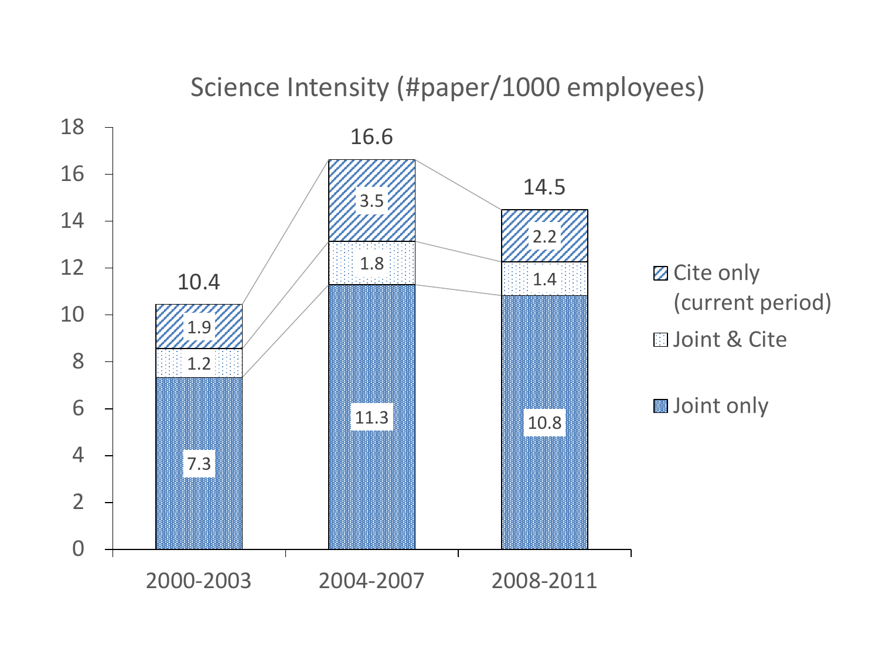# Science Intensity (#paper/1000 employees)

| | 2000-2003 | 2004-2007 | 2008-2011 |
|---|---|---|---|
| Cite only (current period) | 1.9 | 3.5 | 2.2 |
| Joint & Cite | 1.2 | 1.8 | 1.4 |
| Joint only | 7.3 | 11.3 | 10.8 |
| Total | 10.4 | 16.6 | 14.5 |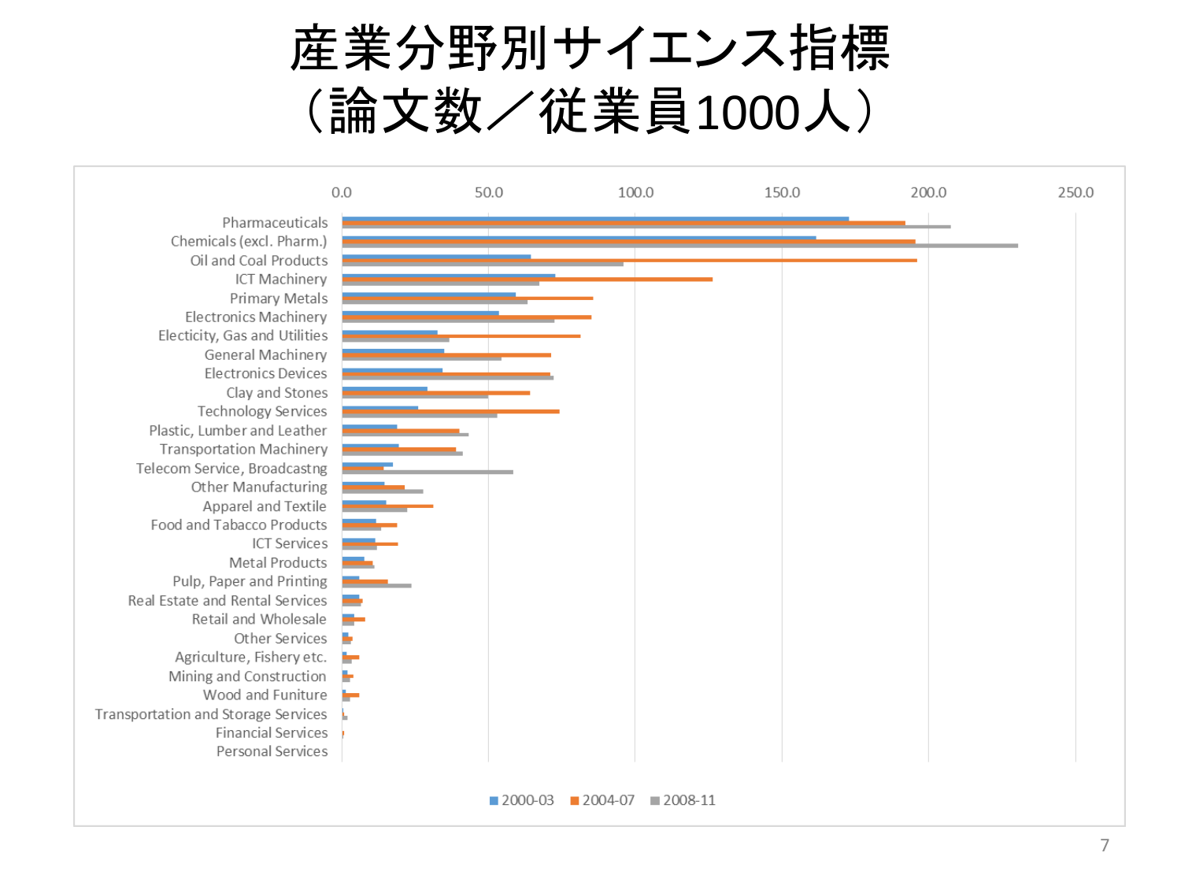# 産業分野別サイエンス指標（論文数／従業員1000人）

| Industry | 2000-03 | 2004-07 | 2008-11 |
|---|---|---|---|
| Pharmaceuticals | | | |
| Chemicals (excl. Pharm.) | | | |
| Oil and Coal Products | | | |
| ICT Machinery | | | |
| Primary Metals | | | |
| Electronics Machinery | | | |
| Electicity, Gas and Utilities | | | |
| General Machinery | | | |
| Electronics Devices | | | |
| Clay and Stones | | | |
| Technology Services | | | |
| Plastic, Lumber and Leather | | | |
| Transportation Machinery | | | |
| Telecom Service, Broadcastng | | | |
| Other Manufacturing | | | |
| Apparel and Textile | | | |
| Food and Tabacco Products | | | |
| ICT Services | | | |
| Metal Products | | | |
| Pulp, Paper and Printing | | | |
| Real Estate and Rental Services | | | |
| Retail and Wholesale | | | |
| Other Services | | | |
| Agriculture, Fishery etc. | | | |
| Mining and Construction | | | |
| Wood and Funiture | | | |
| Transportation and Storage Services | | | |
| Financial Services | | | |
| Personal Services | | | |

Axis: 0.0, 50.0, 100.0, 150.0, 200.0, 250.0

Legend: 2000-03, 2004-07, 2008-11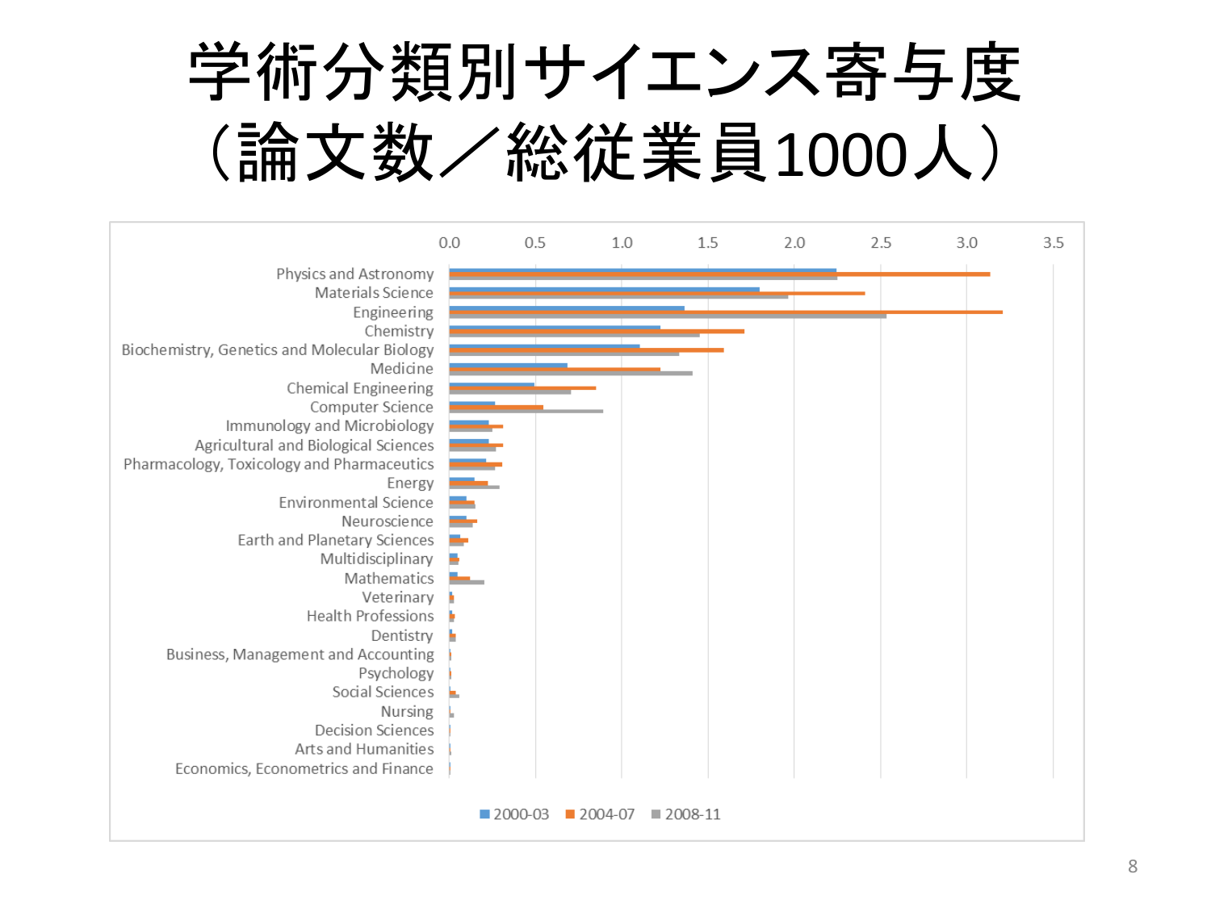# 学術分類別サイエンス寄与度（論文数／総従業員1000人）

Physics and Astronomy
Materials Science
Engineering
Chemistry
Biochemistry, Genetics and Molecular Biology
Medicine
Chemical Engineering
Computer Science
Immunology and Microbiology
Agricultural and Biological Sciences
Pharmacology, Toxicology and Pharmaceutics
Energy
Environmental Science
Neuroscience
Earth and Planetary Sciences
Multidisciplinary
Mathematics
Veterinary
Health Professions
Dentistry
Business, Management and Accounting
Psychology
Social Sciences
Nursing
Decision Sciences
Arts and Humanities
Economics, Econometrics and Finance

0.0 0.5 1.0 1.5 2.0 2.5 3.0 3.5

2000-03 2004-07 2008-11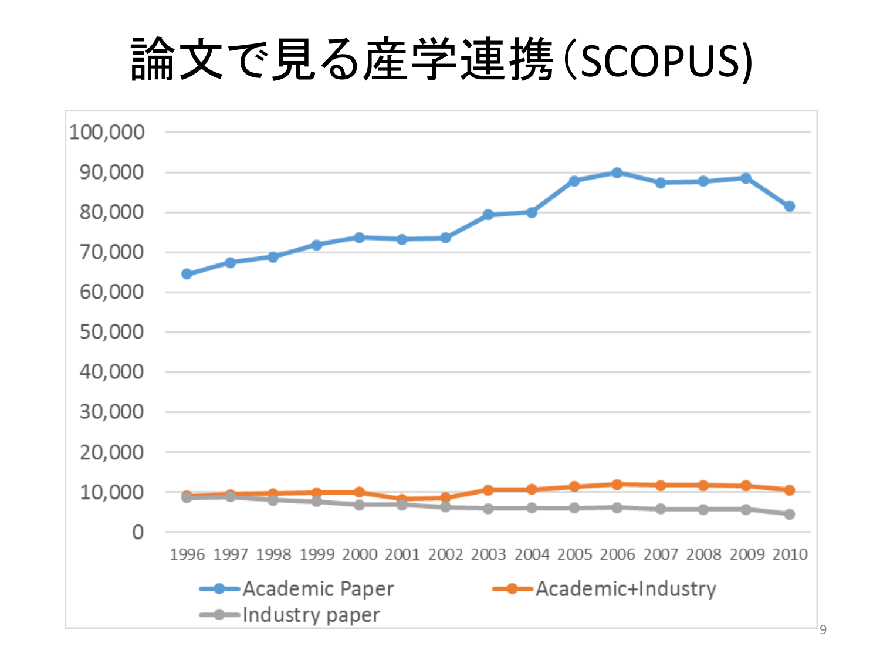# 論文で見る産学連携（SCOPUS)

100,000
90,000
80,000
70,000
60,000
50,000
40,000
30,000
20,000
10,000
0

1996 1997 1998 1999 2000 2001 2002 2003 2004 2005 2006 2007 2008 2009 2010

Academic Paper
Academic+Industry
Industry paper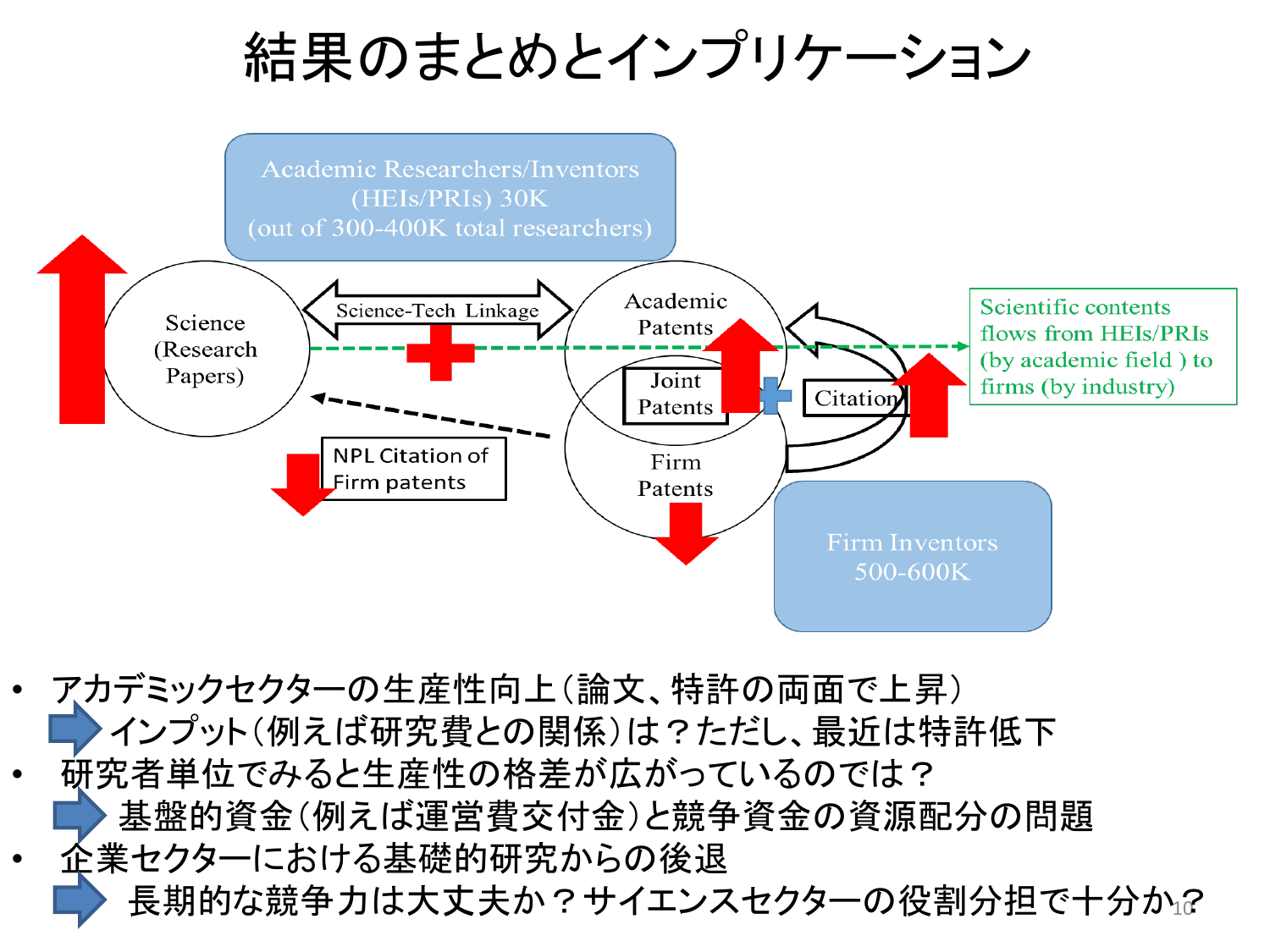# 結果のまとめとインプリケーション

Academic Researchers/Inventors
(HEIs/PRIs) 30K
(out of 300-400K total researchers)

Science
(Research
Papers)

Science-Tech Linkage

Academic
Patents

Joint
Patents

Firm
Patents

Citation

NPL Citation of
Firm patents

Scientific contents
flows from HEIs/PRIs
(by academic field ) to
firms (by industry)

Firm Inventors
500-600K

- アカデミックセクターの生産性向上（論文、特許の両面で上昇）
  ➡ インプット（例えば研究費との関係）は？ただし、最近は特許低下
- 研究者単位でみると生産性の格差が広がっているのでは？
  ➡ 基盤的資金（例えば運営費交付金）と競争資金の資源配分の問題
- 企業セクターにおける基礎的研究からの後退
  ➡ 長期的な競争力は大丈夫か？サイエンスセクターの役割分担で十分か？